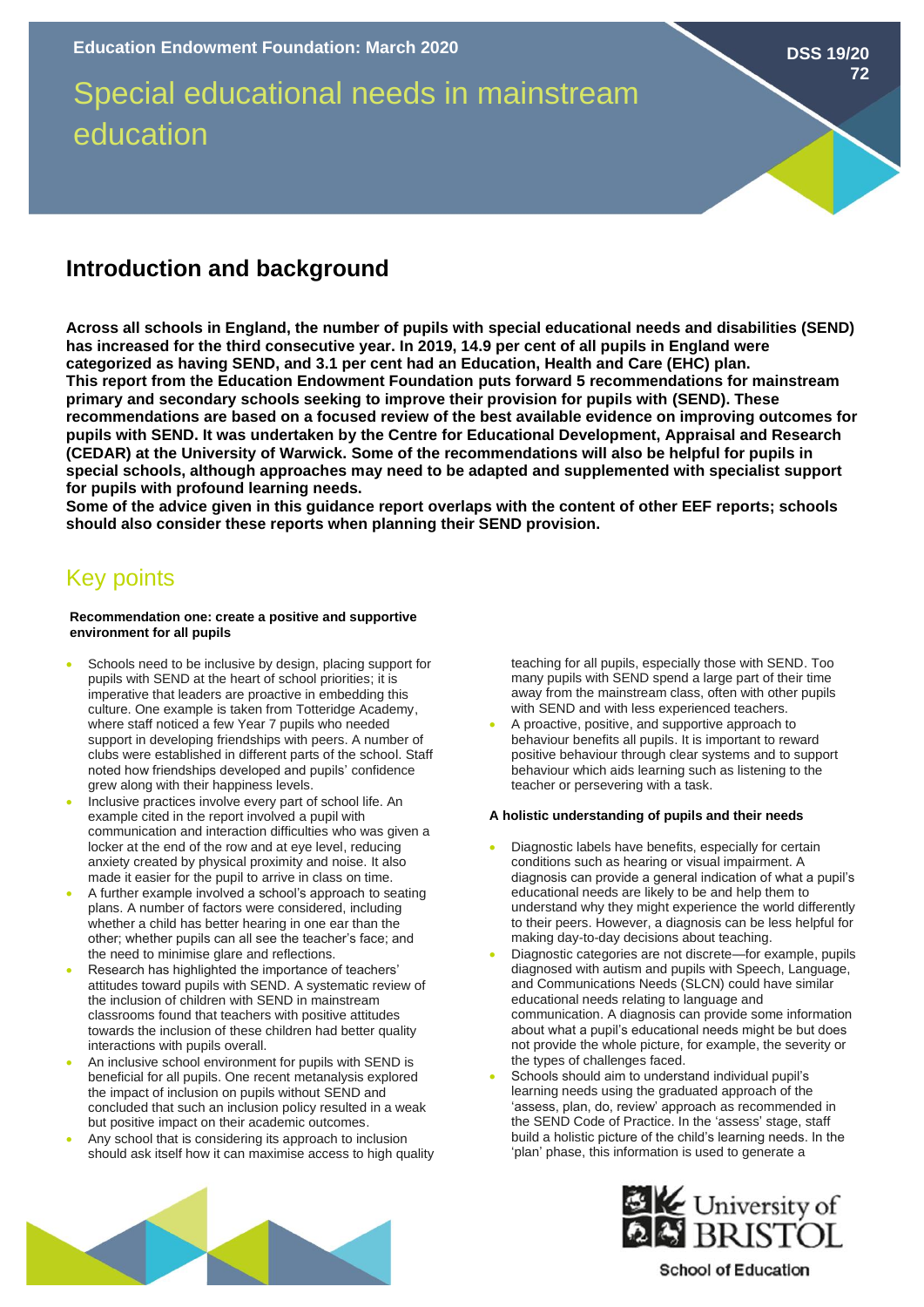Education Endowment Foundation: March 2020

DSS 19/20
72

# Special educational needs in mainstream education

## Introduction and background

**Across all schools in England, the number of pupils with special educational needs and disabilities (SEND) has increased for the third consecutive year. In 2019, 14.9 per cent of all pupils in England were categorized as having SEND, and 3.1 per cent had an Education, Health and Care (EHC) plan.**
**This report from the Education Endowment Foundation puts forward 5 recommendations for mainstream primary and secondary schools seeking to improve their provision for pupils with (SEND). These recommendations are based on a focused review of the best available evidence on improving outcomes for pupils with SEND. It was undertaken by the Centre for Educational Development, Appraisal and Research (CEDAR) at the University of Warwick. Some of the recommendations will also be helpful for pupils in special schools, although approaches may need to be adapted and supplemented with specialist support for pupils with profound learning needs.**
**Some of the advice given in this guidance report overlaps with the content of other EEF reports; schools should also consider these reports when planning their SEND provision.**

## Key points

**Recommendation one: create a positive and supportive environment for all pupils**

- Schools need to be inclusive by design, placing support for pupils with SEND at the heart of school priorities; it is imperative that leaders are proactive in embedding this culture. One example is taken from Totteridge Academy, where staff noticed a few Year 7 pupils who needed support in developing friendships with peers. A number of clubs were established in different parts of the school. Staff noted how friendships developed and pupils' confidence grew along with their happiness levels.
- Inclusive practices involve every part of school life. An example cited in the report involved a pupil with communication and interaction difficulties who was given a locker at the end of the row and at eye level, reducing anxiety created by physical proximity and noise. It also made it easier for the pupil to arrive in class on time.
- A further example involved a school's approach to seating plans. A number of factors were considered, including whether a child has better hearing in one ear than the other; whether pupils can all see the teacher's face; and the need to minimise glare and reflections.
- Research has highlighted the importance of teachers' attitudes toward pupils with SEND. A systematic review of the inclusion of children with SEND in mainstream classrooms found that teachers with positive attitudes towards the inclusion of these children had better quality interactions with pupils overall.
- An inclusive school environment for pupils with SEND is beneficial for all pupils. One recent metanalysis explored the impact of inclusion on pupils without SEND and concluded that such an inclusion policy resulted in a weak but positive impact on their academic outcomes.
- Any school that is considering its approach to inclusion should ask itself how it can maximise access to high quality teaching for all pupils, especially those with SEND. Too many pupils with SEND spend a large part of their time away from the mainstream class, often with other pupils with SEND and with less experienced teachers.
- A proactive, positive, and supportive approach to behaviour benefits all pupils. It is important to reward positive behaviour through clear systems and to support behaviour which aids learning such as listening to the teacher or persevering with a task.

**A holistic understanding of pupils and their needs**

- Diagnostic labels have benefits, especially for certain conditions such as hearing or visual impairment. A diagnosis can provide a general indication of what a pupil's educational needs are likely to be and help them to understand why they might experience the world differently to their peers. However, a diagnosis can be less helpful for making day-to-day decisions about teaching.
- Diagnostic categories are not discrete—for example, pupils diagnosed with autism and pupils with Speech, Language, and Communications Needs (SLCN) could have similar educational needs relating to language and communication. A diagnosis can provide some information about what a pupil's educational needs might be but does not provide the whole picture, for example, the severity or the types of challenges faced.
- Schools should aim to understand individual pupil's learning needs using the graduated approach of the 'assess, plan, do, review' approach as recommended in the SEND Code of Practice. In the 'assess' stage, staff build a holistic picture of the child's learning needs. In the 'plan' phase, this information is used to generate a

University of BRISTOL
School of Education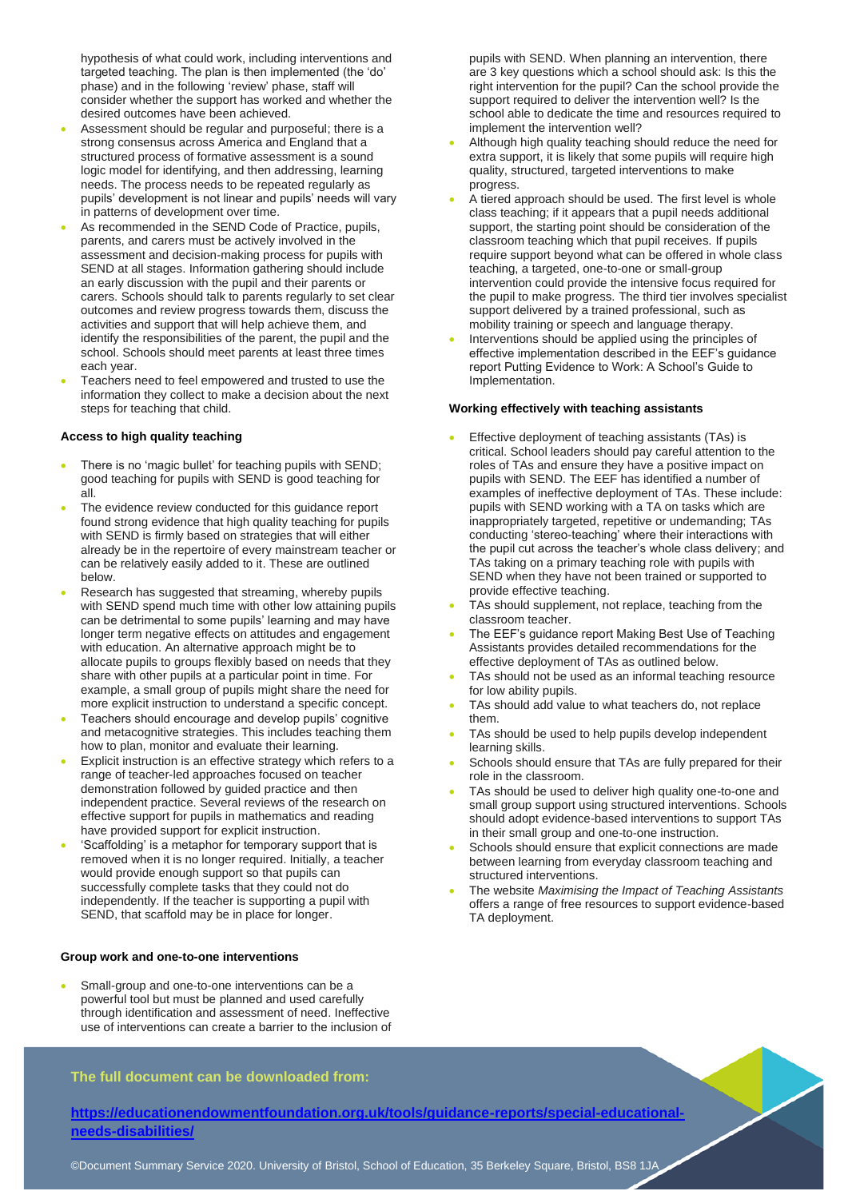hypothesis of what could work, including interventions and targeted teaching. The plan is then implemented (the 'do' phase) and in the following 'review' phase, staff will consider whether the support has worked and whether the desired outcomes have been achieved.

- Assessment should be regular and purposeful; there is a strong consensus across America and England that a structured process of formative assessment is a sound logic model for identifying, and then addressing, learning needs. The process needs to be repeated regularly as pupils' development is not linear and pupils' needs will vary in patterns of development over time.
- As recommended in the SEND Code of Practice, pupils, parents, and carers must be actively involved in the assessment and decision-making process for pupils with SEND at all stages. Information gathering should include an early discussion with the pupil and their parents or carers. Schools should talk to parents regularly to set clear outcomes and review progress towards them, discuss the activities and support that will help achieve them, and identify the responsibilities of the parent, the pupil and the school. Schools should meet parents at least three times each year.
- Teachers need to feel empowered and trusted to use the information they collect to make a decision about the next steps for teaching that child.

**Access to high quality teaching**

- There is no 'magic bullet' for teaching pupils with SEND; good teaching for pupils with SEND is good teaching for all.
- The evidence review conducted for this guidance report found strong evidence that high quality teaching for pupils with SEND is firmly based on strategies that will either already be in the repertoire of every mainstream teacher or can be relatively easily added to it. These are outlined below.
- Research has suggested that streaming, whereby pupils with SEND spend much time with other low attaining pupils can be detrimental to some pupils' learning and may have longer term negative effects on attitudes and engagement with education. An alternative approach might be to allocate pupils to groups flexibly based on needs that they share with other pupils at a particular point in time. For example, a small group of pupils might share the need for more explicit instruction to understand a specific concept.
- Teachers should encourage and develop pupils' cognitive and metacognitive strategies. This includes teaching them how to plan, monitor and evaluate their learning.
- Explicit instruction is an effective strategy which refers to a range of teacher-led approaches focused on teacher demonstration followed by guided practice and then independent practice. Several reviews of the research on effective support for pupils in mathematics and reading have provided support for explicit instruction.
- 'Scaffolding' is a metaphor for temporary support that is removed when it is no longer required. Initially, a teacher would provide enough support so that pupils can successfully complete tasks that they could not do independently. If the teacher is supporting a pupil with SEND, that scaffold may be in place for longer.

**Group work and one-to-one interventions**

- Small-group and one-to-one interventions can be a powerful tool but must be planned and used carefully through identification and assessment of need. Ineffective use of interventions can create a barrier to the inclusion of pupils with SEND. When planning an intervention, there are 3 key questions which a school should ask: Is this the right intervention for the pupil? Can the school provide the support required to deliver the intervention well? Is the school able to dedicate the time and resources required to implement the intervention well?
- Although high quality teaching should reduce the need for extra support, it is likely that some pupils will require high quality, structured, targeted interventions to make progress.
- A tiered approach should be used. The first level is whole class teaching; if it appears that a pupil needs additional support, the starting point should be consideration of the classroom teaching which that pupil receives. If pupils require support beyond what can be offered in whole class teaching, a targeted, one-to-one or small-group intervention could provide the intensive focus required for the pupil to make progress. The third tier involves specialist support delivered by a trained professional, such as mobility training or speech and language therapy.
- Interventions should be applied using the principles of effective implementation described in the EEF's guidance report Putting Evidence to Work: A School's Guide to Implementation.

**Working effectively with teaching assistants**

- Effective deployment of teaching assistants (TAs) is critical. School leaders should pay careful attention to the roles of TAs and ensure they have a positive impact on pupils with SEND. The EEF has identified a number of examples of ineffective deployment of TAs. These include: pupils with SEND working with a TA on tasks which are inappropriately targeted, repetitive or undemanding; TAs conducting 'stereo-teaching' where their interactions with the pupil cut across the teacher's whole class delivery; and TAs taking on a primary teaching role with pupils with SEND when they have not been trained or supported to provide effective teaching.
- TAs should supplement, not replace, teaching from the classroom teacher.
- The EEF's guidance report Making Best Use of Teaching Assistants provides detailed recommendations for the effective deployment of TAs as outlined below.
- TAs should not be used as an informal teaching resource for low ability pupils.
- TAs should add value to what teachers do, not replace them.
- TAs should be used to help pupils develop independent learning skills.
- Schools should ensure that TAs are fully prepared for their role in the classroom.
- TAs should be used to deliver high quality one-to-one and small group support using structured interventions. Schools should adopt evidence-based interventions to support TAs in their small group and one-to-one instruction.
- Schools should ensure that explicit connections are made between learning from everyday classroom teaching and structured interventions.
- The website *Maximising the Impact of Teaching Assistants* offers a range of free resources to support evidence-based TA deployment.

**The full document can be downloaded from:**

[https://educationendowmentfoundation.org.uk/tools/guidance-reports/special-educational-needs-disabilities/](https://educationendowmentfoundation.org.uk/tools/guidance-reports/special-educational-needs-disabilities/)

©Document Summary Service 2020. University of Bristol, School of Education, 35 Berkeley Square, Bristol, BS8 1JA